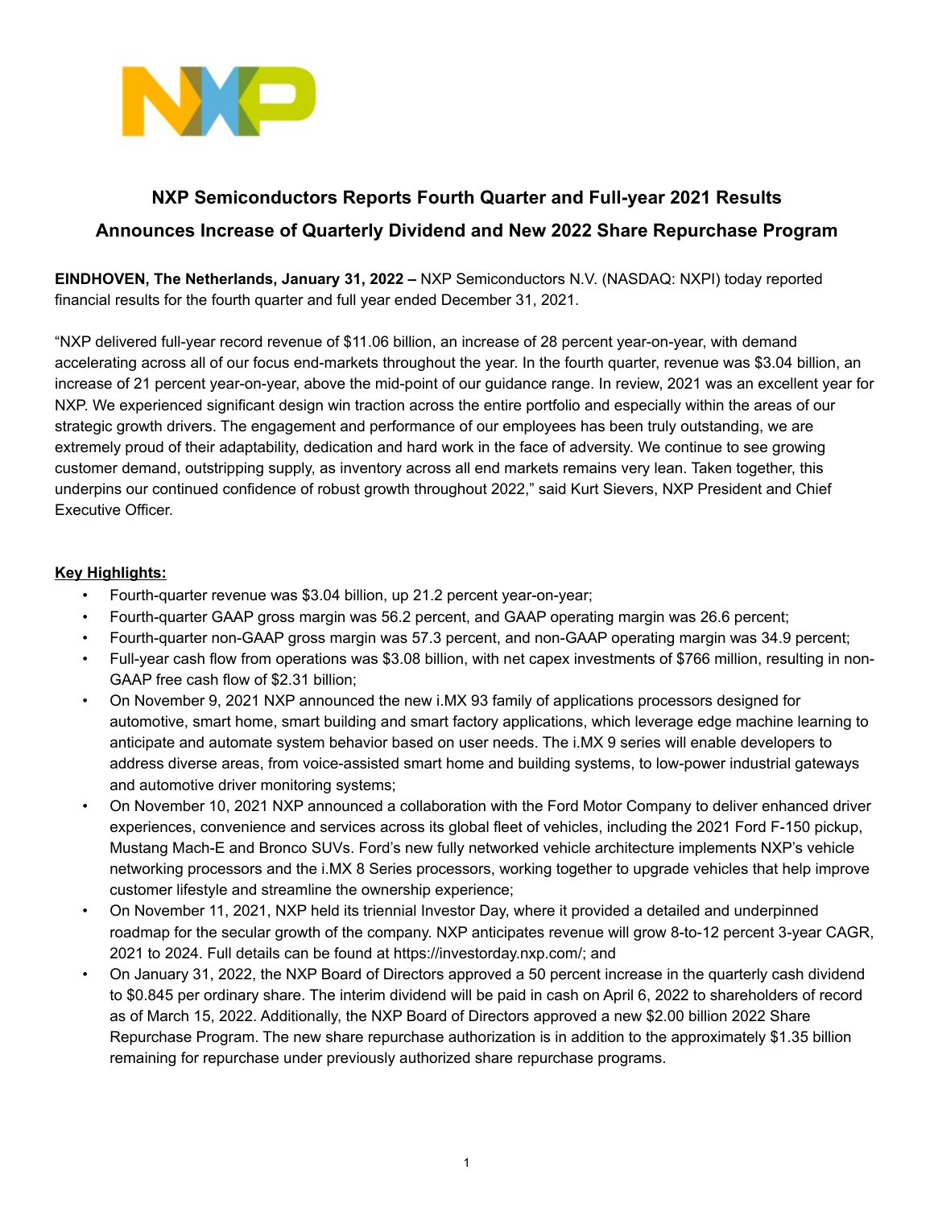# NXP Semiconductors Reports Fourth Quarter and Full-year 2021 Results

## Announces Increase of Quarterly Dividend and New 2022 Share Repurchase Program

**EINDHOVEN, The Netherlands, January 31, 2022 –** NXP Semiconductors N.V. (NASDAQ: NXPI) today reported financial results for the fourth quarter and full year ended December 31, 2021.

"NXP delivered full-year record revenue of $11.06 billion, an increase of 28 percent year-on-year, with demand accelerating across all of our focus end-markets throughout the year. In the fourth quarter, revenue was $3.04 billion, an increase of 21 percent year-on-year, above the mid-point of our guidance range. In review, 2021 was an excellent year for NXP. We experienced significant design win traction across the entire portfolio and especially within the areas of our strategic growth drivers. The engagement and performance of our employees has been truly outstanding, we are extremely proud of their adaptability, dedication and hard work in the face of adversity. We continue to see growing customer demand, outstripping supply, as inventory across all end markets remains very lean. Taken together, this underpins our continued confidence of robust growth throughout 2022," said Kurt Sievers, NXP President and Chief Executive Officer.

**Key Highlights:**

- Fourth-quarter revenue was $3.04 billion, up 21.2 percent year-on-year;
- Fourth-quarter GAAP gross margin was 56.2 percent, and GAAP operating margin was 26.6 percent;
- Fourth-quarter non-GAAP gross margin was 57.3 percent, and non-GAAP operating margin was 34.9 percent;
- Full-year cash flow from operations was $3.08 billion, with net capex investments of $766 million, resulting in non-GAAP free cash flow of $2.31 billion;
- On November 9, 2021 NXP announced the new i.MX 93 family of applications processors designed for automotive, smart home, smart building and smart factory applications, which leverage edge machine learning to anticipate and automate system behavior based on user needs. The i.MX 9 series will enable developers to address diverse areas, from voice-assisted smart home and building systems, to low-power industrial gateways and automotive driver monitoring systems;
- On November 10, 2021 NXP announced a collaboration with the Ford Motor Company to deliver enhanced driver experiences, convenience and services across its global fleet of vehicles, including the 2021 Ford F-150 pickup, Mustang Mach-E and Bronco SUVs. Ford's new fully networked vehicle architecture implements NXP's vehicle networking processors and the i.MX 8 Series processors, working together to upgrade vehicles that help improve customer lifestyle and streamline the ownership experience;
- On November 11, 2021, NXP held its triennial Investor Day, where it provided a detailed and underpinned roadmap for the secular growth of the company. NXP anticipates revenue will grow 8-to-12 percent 3-year CAGR, 2021 to 2024. Full details can be found at https://investorday.nxp.com/; and
- On January 31, 2022, the NXP Board of Directors approved a 50 percent increase in the quarterly cash dividend to $0.845 per ordinary share. The interim dividend will be paid in cash on April 6, 2022 to shareholders of record as of March 15, 2022. Additionally, the NXP Board of Directors approved a new $2.00 billion 2022 Share Repurchase Program. The new share repurchase authorization is in addition to the approximately $1.35 billion remaining for repurchase under previously authorized share repurchase programs.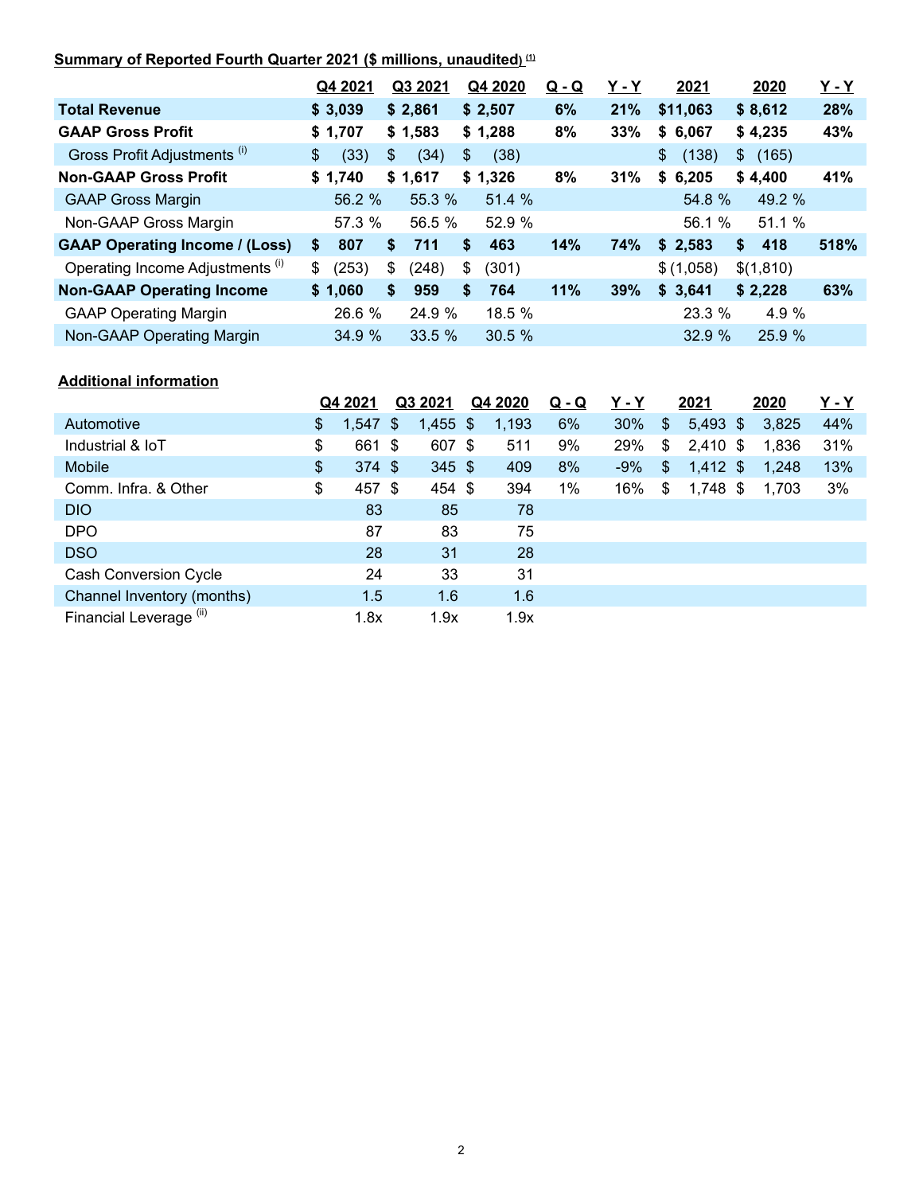**Summary of Reported Fourth Quarter 2021 ($ millions, unaudited)** [1]

| | Q4 2021 | Q3 2021 | Q4 2020 | Q - Q | Y - Y | 2021 | 2020 | Y - Y |
|---|---|---|---|---|---|---|---|---|
| **Total Revenue** | **$ 3,039** | **$ 2,861** | **$ 2,507** | **6%** | **21%** | **$11,063** | **$ 8,612** | **28%** |
| **GAAP Gross Profit** | **$ 1,707** | **$ 1,583** | **$ 1,288** | **8%** | **33%** | **$ 6,067** | **$ 4,235** | **43%** |
| Gross Profit Adjustments [i] | $ (33) | $ (34) | $ (38) | | | $ (138) | $ (165) | |
| **Non-GAAP Gross Profit** | **$ 1,740** | **$ 1,617** | **$ 1,326** | **8%** | **31%** | **$ 6,205** | **$ 4,400** | **41%** |
| GAAP Gross Margin | 56.2 % | 55.3 % | 51.4 % | | | 54.8 % | 49.2 % | |
| Non-GAAP Gross Margin | 57.3 % | 56.5 % | 52.9 % | | | 56.1 % | 51.1 % | |
| **GAAP Operating Income / (Loss)** | **$ 807** | **$ 711** | **$ 463** | **14%** | **74%** | **$ 2,583** | **$ 418** | **518%** |
| Operating Income Adjustments [i] | $ (253) | $ (248) | $ (301) | | | $ (1,058) | $(1,810) | |
| **Non-GAAP Operating Income** | **$ 1,060** | **$ 959** | **$ 764** | **11%** | **39%** | **$ 3,641** | **$ 2,228** | **63%** |
| GAAP Operating Margin | 26.6 % | 24.9 % | 18.5 % | | | 23.3 % | 4.9 % | |
| Non-GAAP Operating Margin | 34.9 % | 33.5 % | 30.5 % | | | 32.9 % | 25.9 % | |

**Additional information**

| | Q4 2021 | Q3 2021 | Q4 2020 | Q - Q | Y - Y | 2021 | 2020 | Y - Y |
|---|---|---|---|---|---|---|---|---|
| Automotive | $ 1,547 | $ 1,455 | $ 1,193 | 6% | 30% | $ 5,493 | $ 3,825 | 44% |
| Industrial & IoT | $ 661 | $ 607 | $ 511 | 9% | 29% | $ 2,410 | $ 1,836 | 31% |
| Mobile | $ 374 | $ 345 | $ 409 | 8% | -9% | $ 1,412 | $ 1,248 | 13% |
| Comm. Infra. & Other | $ 457 | $ 454 | $ 394 | 1% | 16% | $ 1,748 | $ 1,703 | 3% |
| DIO | 83 | 85 | 78 | | | | | |
| DPO | 87 | 83 | 75 | | | | | |
| DSO | 28 | 31 | 28 | | | | | |
| Cash Conversion Cycle | 24 | 33 | 31 | | | | | |
| Channel Inventory (months) | 1.5 | 1.6 | 1.6 | | | | | |
| Financial Leverage [ii] | 1.8x | 1.9x | 1.9x | | | | | |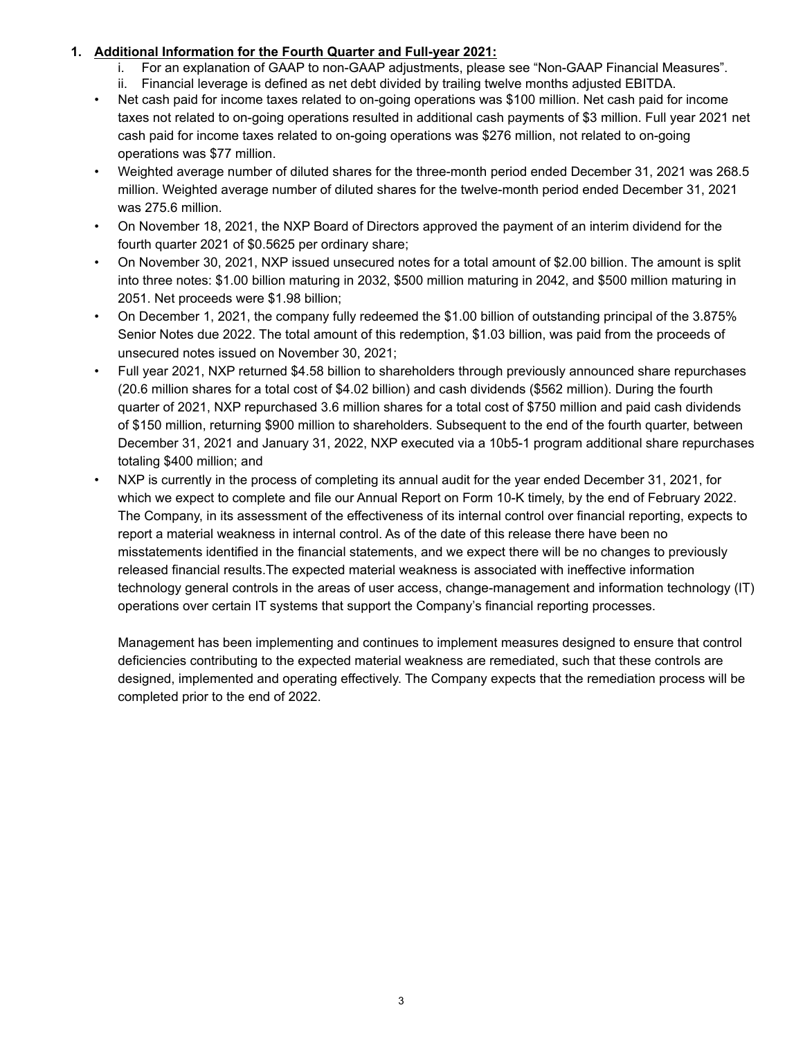1. **Additional Information for the Fourth Quarter and Full-year 2021:**
    1. For an explanation of GAAP to non-GAAP adjustments, please see "Non-GAAP Financial Measures".
    2. Financial leverage is defined as net debt divided by trailing twelve months adjusted EBITDA.

- Net cash paid for income taxes related to on-going operations was $100 million. Net cash paid for income taxes not related to on-going operations resulted in additional cash payments of $3 million. Full year 2021 net cash paid for income taxes related to on-going operations was $276 million, not related to on-going operations was $77 million.
- Weighted average number of diluted shares for the three-month period ended December 31, 2021 was 268.5 million. Weighted average number of diluted shares for the twelve-month period ended December 31, 2021 was 275.6 million.
- On November 18, 2021, the NXP Board of Directors approved the payment of an interim dividend for the fourth quarter 2021 of $0.5625 per ordinary share;
- On November 30, 2021, NXP issued unsecured notes for a total amount of $2.00 billion. The amount is split into three notes: $1.00 billion maturing in 2032, $500 million maturing in 2042, and $500 million maturing in 2051. Net proceeds were $1.98 billion;
- On December 1, 2021, the company fully redeemed the $1.00 billion of outstanding principal of the 3.875% Senior Notes due 2022. The total amount of this redemption, $1.03 billion, was paid from the proceeds of unsecured notes issued on November 30, 2021;
- Full year 2021, NXP returned $4.58 billion to shareholders through previously announced share repurchases (20.6 million shares for a total cost of $4.02 billion) and cash dividends ($562 million). During the fourth quarter of 2021, NXP repurchased 3.6 million shares for a total cost of $750 million and paid cash dividends of $150 million, returning $900 million to shareholders. Subsequent to the end of the fourth quarter, between December 31, 2021 and January 31, 2022, NXP executed via a 10b5-1 program additional share repurchases totaling $400 million; and
- NXP is currently in the process of completing its annual audit for the year ended December 31, 2021, for which we expect to complete and file our Annual Report on Form 10-K timely, by the end of February 2022. The Company, in its assessment of the effectiveness of its internal control over financial reporting, expects to report a material weakness in internal control. As of the date of this release there have been no misstatements identified in the financial statements, and we expect there will be no changes to previously released financial results.The expected material weakness is associated with ineffective information technology general controls in the areas of user access, change-management and information technology (IT) operations over certain IT systems that support the Company's financial reporting processes.

  Management has been implementing and continues to implement measures designed to ensure that control deficiencies contributing to the expected material weakness are remediated, such that these controls are designed, implemented and operating effectively. The Company expects that the remediation process will be completed prior to the end of 2022.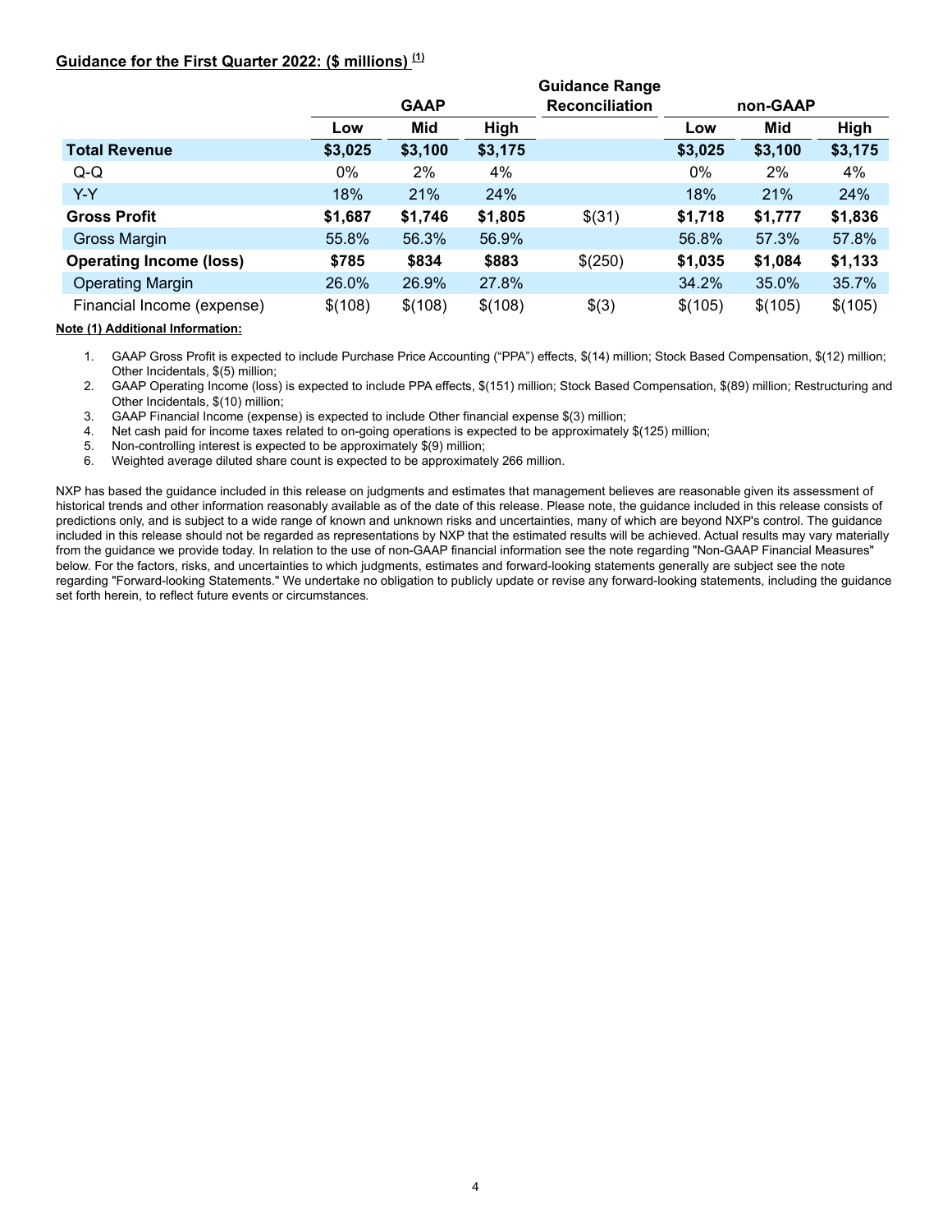## Guidance for the First Quarter 2022: ($ millions) [(1)]

| | GAAP | | | Guidance Range Reconciliation | non-GAAP | | |
|---|---|---|---|---|---|---|---|
| | Low | Mid | High | | Low | Mid | High |
| **Total Revenue** | **$3,025** | **$3,100** | **$3,175** | | **$3,025** | **$3,100** | **$3,175** |
| Q-Q | 0% | 2% | 4% | | 0% | 2% | 4% |
| Y-Y | 18% | 21% | 24% | | 18% | 21% | 24% |
| **Gross Profit** | **$1,687** | **$1,746** | **$1,805** | $(31) | **$1,718** | **$1,777** | **$1,836** |
| Gross Margin | 55.8% | 56.3% | 56.9% | | 56.8% | 57.3% | 57.8% |
| **Operating Income (loss)** | **$785** | **$834** | **$883** | $(250) | **$1,035** | **$1,084** | **$1,133** |
| Operating Margin | 26.0% | 26.9% | 27.8% | | 34.2% | 35.0% | 35.7% |
| Financial Income (expense) | $(108) | $(108) | $(108) | $(3) | $(105) | $(105) | $(105) |

**Note (1) Additional Information:**

1. GAAP Gross Profit is expected to include Purchase Price Accounting ("PPA") effects, $(14) million; Stock Based Compensation, $(12) million; Other Incidentals, $(5) million;
2. GAAP Operating Income (loss) is expected to include PPA effects, $(151) million; Stock Based Compensation, $(89) million; Restructuring and Other Incidentals, $(10) million;
3. GAAP Financial Income (expense) is expected to include Other financial expense $(3) million;
4. Net cash paid for income taxes related to on-going operations is expected to be approximately $(125) million;
5. Non-controlling interest is expected to be approximately $(9) million;
6. Weighted average diluted share count is expected to be approximately 266 million.

NXP has based the guidance included in this release on judgments and estimates that management believes are reasonable given its assessment of historical trends and other information reasonably available as of the date of this release. Please note, the guidance included in this release consists of predictions only, and is subject to a wide range of known and unknown risks and uncertainties, many of which are beyond NXP's control. The guidance included in this release should not be regarded as representations by NXP that the estimated results will be achieved. Actual results may vary materially from the guidance we provide today. In relation to the use of non-GAAP financial information see the note regarding "Non-GAAP Financial Measures" below. For the factors, risks, and uncertainties to which judgments, estimates and forward-looking statements generally are subject see the note regarding "Forward-looking Statements." We undertake no obligation to publicly update or revise any forward-looking statements, including the guidance set forth herein, to reflect future events or circumstances.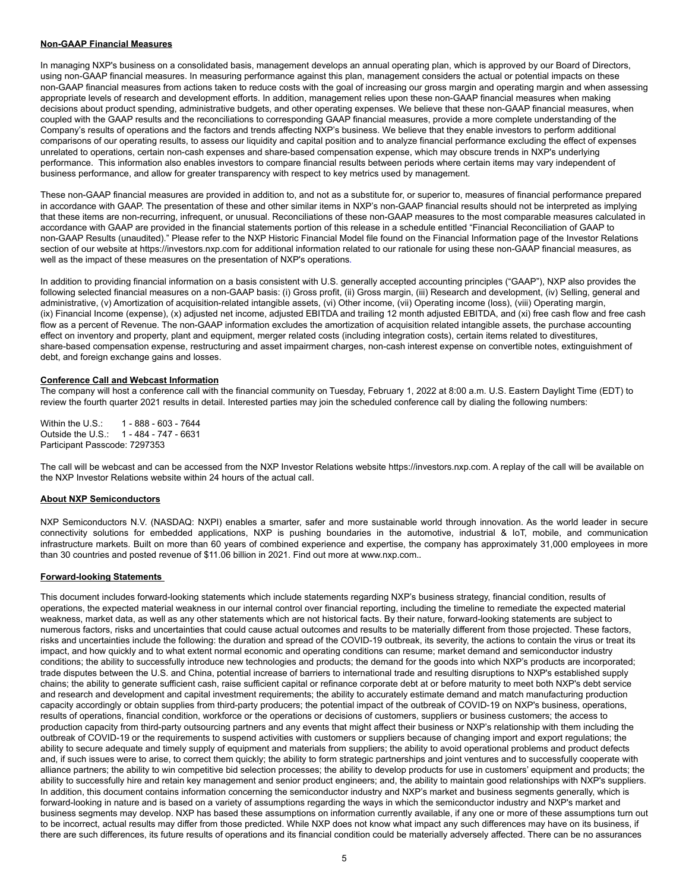## Non-GAAP Financial Measures

In managing NXP's business on a consolidated basis, management develops an annual operating plan, which is approved by our Board of Directors, using non-GAAP financial measures. In measuring performance against this plan, management considers the actual or potential impacts on these non-GAAP financial measures from actions taken to reduce costs with the goal of increasing our gross margin and operating margin and when assessing appropriate levels of research and development efforts. In addition, management relies upon these non-GAAP financial measures when making decisions about product spending, administrative budgets, and other operating expenses. We believe that these non-GAAP financial measures, when coupled with the GAAP results and the reconciliations to corresponding GAAP financial measures, provide a more complete understanding of the Company's results of operations and the factors and trends affecting NXP's business. We believe that they enable investors to perform additional comparisons of our operating results, to assess our liquidity and capital position and to analyze financial performance excluding the effect of expenses unrelated to operations, certain non-cash expenses and share-based compensation expense, which may obscure trends in NXP's underlying performance. This information also enables investors to compare financial results between periods where certain items may vary independent of business performance, and allow for greater transparency with respect to key metrics used by management.

These non-GAAP financial measures are provided in addition to, and not as a substitute for, or superior to, measures of financial performance prepared in accordance with GAAP. The presentation of these and other similar items in NXP's non-GAAP financial results should not be interpreted as implying that these items are non-recurring, infrequent, or unusual. Reconciliations of these non-GAAP measures to the most comparable measures calculated in accordance with GAAP are provided in the financial statements portion of this release in a schedule entitled "Financial Reconciliation of GAAP to non-GAAP Results (unaudited)." Please refer to the NXP Historic Financial Model file found on the Financial Information page of the Investor Relations section of our website at https://investors.nxp.com for additional information related to our rationale for using these non-GAAP financial measures, as well as the impact of these measures on the presentation of NXP's operations.

In addition to providing financial information on a basis consistent with U.S. generally accepted accounting principles ("GAAP"), NXP also provides the following selected financial measures on a non-GAAP basis: (i) Gross profit, (ii) Gross margin, (iii) Research and development, (iv) Selling, general and administrative, (v) Amortization of acquisition-related intangible assets, (vi) Other income, (vii) Operating income (loss), (viii) Operating margin, (ix) Financial Income (expense), (x) adjusted net income, adjusted EBITDA and trailing 12 month adjusted EBITDA, and (xi) free cash flow and free cash flow as a percent of Revenue. The non-GAAP information excludes the amortization of acquisition related intangible assets, the purchase accounting effect on inventory and property, plant and equipment, merger related costs (including integration costs), certain items related to divestitures, share-based compensation expense, restructuring and asset impairment charges, non-cash interest expense on convertible notes, extinguishment of debt, and foreign exchange gains and losses.

## Conference Call and Webcast Information

The company will host a conference call with the financial community on Tuesday, February 1, 2022 at 8:00 a.m. U.S. Eastern Daylight Time (EDT) to review the fourth quarter 2021 results in detail. Interested parties may join the scheduled conference call by dialing the following numbers:

Within the U.S.: 1 - 888 - 603 - 7644
Outside the U.S.: 1 - 484 - 747 - 6631
Participant Passcode: 7297353

The call will be webcast and can be accessed from the NXP Investor Relations website https://investors.nxp.com. A replay of the call will be available on the NXP Investor Relations website within 24 hours of the actual call.

## About NXP Semiconductors

NXP Semiconductors N.V. (NASDAQ: NXPI) enables a smarter, safer and more sustainable world through innovation. As the world leader in secure connectivity solutions for embedded applications, NXP is pushing boundaries in the automotive, industrial & IoT, mobile, and communication infrastructure markets. Built on more than 60 years of combined experience and expertise, the company has approximately 31,000 employees in more than 30 countries and posted revenue of $11.06 billion in 2021. Find out more at www.nxp.com..

## Forward-looking Statements

This document includes forward-looking statements which include statements regarding NXP's business strategy, financial condition, results of operations, the expected material weakness in our internal control over financial reporting, including the timeline to remediate the expected material weakness, market data, as well as any other statements which are not historical facts. By their nature, forward-looking statements are subject to numerous factors, risks and uncertainties that could cause actual outcomes and results to be materially different from those projected. These factors, risks and uncertainties include the following: the duration and spread of the COVID-19 outbreak, its severity, the actions to contain the virus or treat its impact, and how quickly and to what extent normal economic and operating conditions can resume; market demand and semiconductor industry conditions; the ability to successfully introduce new technologies and products; the demand for the goods into which NXP's products are incorporated; trade disputes between the U.S. and China, potential increase of barriers to international trade and resulting disruptions to NXP's established supply chains; the ability to generate sufficient cash, raise sufficient capital or refinance corporate debt at or before maturity to meet both NXP's debt service and research and development and capital investment requirements; the ability to accurately estimate demand and match manufacturing production capacity accordingly or obtain supplies from third-party producers; the potential impact of the outbreak of COVID-19 on NXP's business, operations, results of operations, financial condition, workforce or the operations or decisions of customers, suppliers or business customers; the access to production capacity from third-party outsourcing partners and any events that might affect their business or NXP's relationship with them including the outbreak of COVID-19 or the requirements to suspend activities with customers or suppliers because of changing import and export regulations; the ability to secure adequate and timely supply of equipment and materials from suppliers; the ability to avoid operational problems and product defects and, if such issues were to arise, to correct them quickly; the ability to form strategic partnerships and joint ventures and to successfully cooperate with alliance partners; the ability to win competitive bid selection processes; the ability to develop products for use in customers' equipment and products; the ability to successfully hire and retain key management and senior product engineers; and, the ability to maintain good relationships with NXP's suppliers. In addition, this document contains information concerning the semiconductor industry and NXP's market and business segments generally, which is forward-looking in nature and is based on a variety of assumptions regarding the ways in which the semiconductor industry and NXP's market and business segments may develop. NXP has based these assumptions on information currently available, if any one or more of these assumptions turn out to be incorrect, actual results may differ from those predicted. While NXP does not know what impact any such differences may have on its business, if there are such differences, its future results of operations and its financial condition could be materially adversely affected. There can be no assurances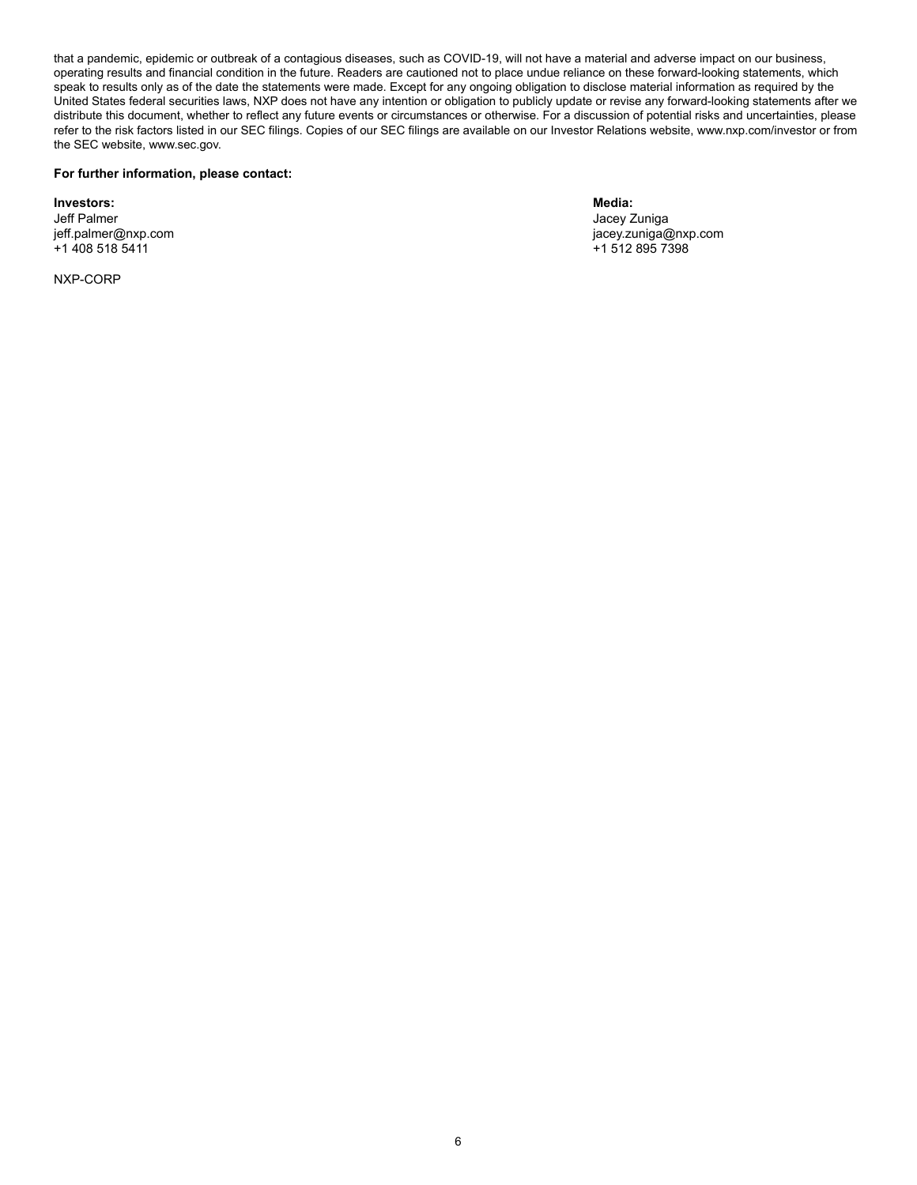that a pandemic, epidemic or outbreak of a contagious diseases, such as COVID-19, will not have a material and adverse impact on our business, operating results and financial condition in the future. Readers are cautioned not to place undue reliance on these forward-looking statements, which speak to results only as of the date the statements were made. Except for any ongoing obligation to disclose material information as required by the United States federal securities laws, NXP does not have any intention or obligation to publicly update or revise any forward-looking statements after we distribute this document, whether to reflect any future events or circumstances or otherwise. For a discussion of potential risks and uncertainties, please refer to the risk factors listed in our SEC filings. Copies of our SEC filings are available on our Investor Relations website, www.nxp.com/investor or from the SEC website, www.sec.gov.

**For further information, please contact:**

**Investors:**
Jeff Palmer
jeff.palmer@nxp.com
+1 408 518 5411

**Media:**
Jacey Zuniga
jacey.zuniga@nxp.com
+1 512 895 7398

NXP-CORP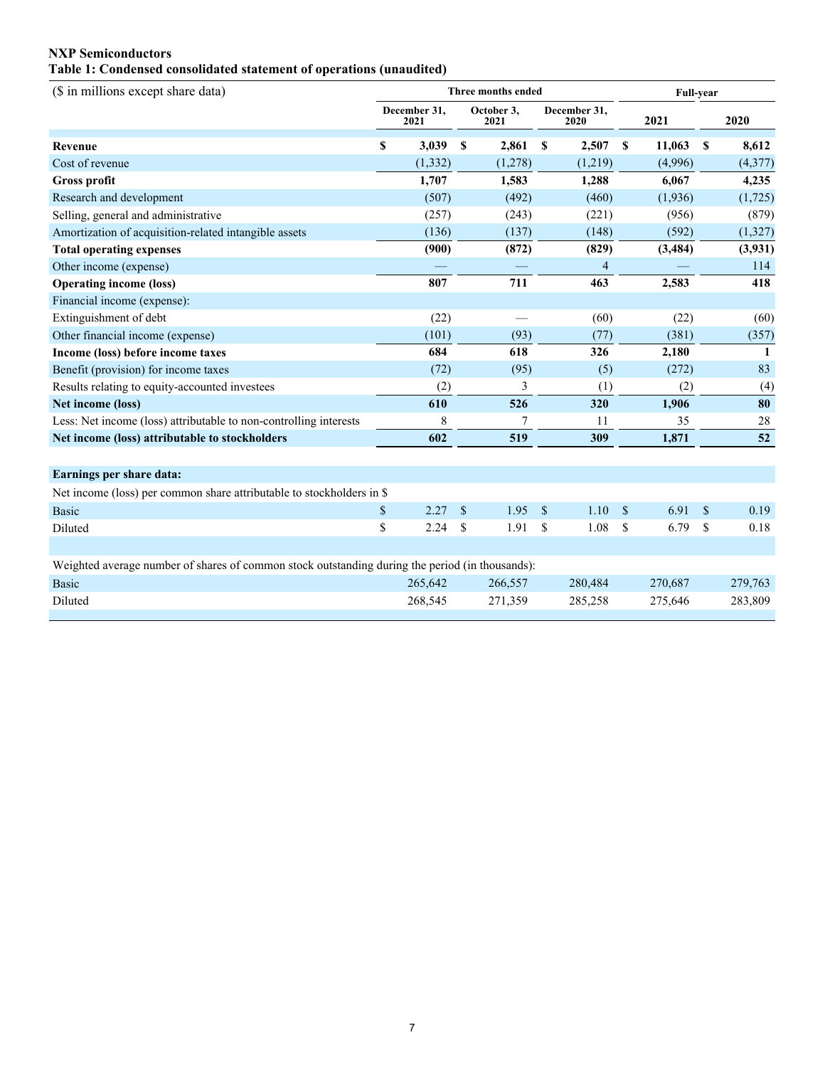**NXP Semiconductors**

**Table 1: Condensed consolidated statement of operations (unaudited)**

| ($ in millions except share data) | Three months ended | | | Full-year | |
|---|---|---|---|---|---|
| | December 31, 2021 | October 3, 2021 | December 31, 2020 | 2021 | 2020 |
| **Revenue** | **$ 3,039** | **$ 2,861** | **$ 2,507** | **$ 11,063** | **$ 8,612** |
| Cost of revenue | (1,332) | (1,278) | (1,219) | (4,996) | (4,377) |
| **Gross profit** | **1,707** | **1,583** | **1,288** | **6,067** | **4,235** |
| Research and development | (507) | (492) | (460) | (1,936) | (1,725) |
| Selling, general and administrative | (257) | (243) | (221) | (956) | (879) |
| Amortization of acquisition-related intangible assets | (136) | (137) | (148) | (592) | (1,327) |
| **Total operating expenses** | **(900)** | **(872)** | **(829)** | **(3,484)** | **(3,931)** |
| Other income (expense) | — | — | 4 | — | 114 |
| **Operating income (loss)** | **807** | **711** | **463** | **2,583** | **418** |
| Financial income (expense): | | | | | |
| Extinguishment of debt | (22) | — | (60) | (22) | (60) |
| Other financial income (expense) | (101) | (93) | (77) | (381) | (357) |
| **Income (loss) before income taxes** | **684** | **618** | **326** | **2,180** | **1** |
| Benefit (provision) for income taxes | (72) | (95) | (5) | (272) | 83 |
| Results relating to equity-accounted investees | (2) | 3 | (1) | (2) | (4) |
| **Net income (loss)** | **610** | **526** | **320** | **1,906** | **80** |
| Less: Net income (loss) attributable to non-controlling interests | 8 | 7 | 11 | 35 | 28 |
| **Net income (loss) attributable to stockholders** | **602** | **519** | **309** | **1,871** | **52** |
| | | | | | |
| **Earnings per share data:** | | | | | |
| Net income (loss) per common share attributable to stockholders in $ | | | | | |
| Basic | $ 2.27 | $ 1.95 | $ 1.10 | $ 6.91 | $ 0.19 |
| Diluted | $ 2.24 | $ 1.91 | $ 1.08 | $ 6.79 | $ 0.18 |
| | | | | | |
| Weighted average number of shares of common stock outstanding during the period (in thousands): | | | | | |
| Basic | 265,642 | 266,557 | 280,484 | 270,687 | 279,763 |
| Diluted | 268,545 | 271,359 | 285,258 | 275,646 | 283,809 |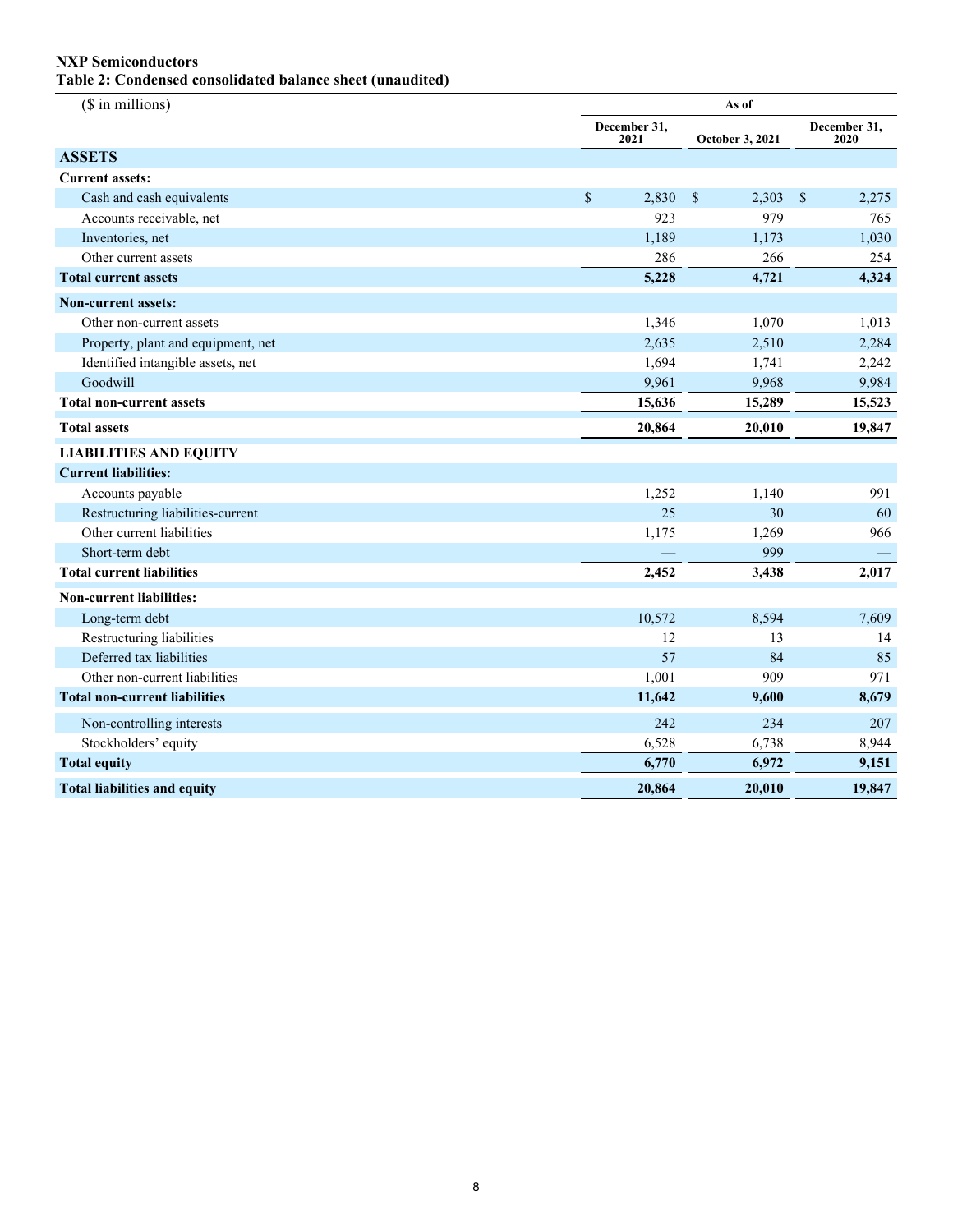**NXP Semiconductors**

**Table 2: Condensed consolidated balance sheet (unaudited)**

| ($ in millions) | As of | | |
|---|---|---|---|
| | December 31, 2021 | October 3, 2021 | December 31, 2020 |
| **ASSETS** | | | |
| **Current assets:** | | | |
| Cash and cash equivalents | $ 2,830 | $ 2,303 | $ 2,275 |
| Accounts receivable, net | 923 | 979 | 765 |
| Inventories, net | 1,189 | 1,173 | 1,030 |
| Other current assets | 286 | 266 | 254 |
| **Total current assets** | **5,228** | **4,721** | **4,324** |
| **Non-current assets:** | | | |
| Other non-current assets | 1,346 | 1,070 | 1,013 |
| Property, plant and equipment, net | 2,635 | 2,510 | 2,284 |
| Identified intangible assets, net | 1,694 | 1,741 | 2,242 |
| Goodwill | 9,961 | 9,968 | 9,984 |
| **Total non-current assets** | **15,636** | **15,289** | **15,523** |
| **Total assets** | **20,864** | **20,010** | **19,847** |
| **LIABILITIES AND EQUITY** | | | |
| **Current liabilities:** | | | |
| Accounts payable | 1,252 | 1,140 | 991 |
| Restructuring liabilities-current | 25 | 30 | 60 |
| Other current liabilities | 1,175 | 1,269 | 966 |
| Short-term debt | — | 999 | — |
| **Total current liabilities** | **2,452** | **3,438** | **2,017** |
| **Non-current liabilities:** | | | |
| Long-term debt | 10,572 | 8,594 | 7,609 |
| Restructuring liabilities | 12 | 13 | 14 |
| Deferred tax liabilities | 57 | 84 | 85 |
| Other non-current liabilities | 1,001 | 909 | 971 |
| **Total non-current liabilities** | **11,642** | **9,600** | **8,679** |
| Non-controlling interests | 242 | 234 | 207 |
| Stockholders' equity | 6,528 | 6,738 | 8,944 |
| **Total equity** | **6,770** | **6,972** | **9,151** |
| **Total liabilities and equity** | **20,864** | **20,010** | **19,847** |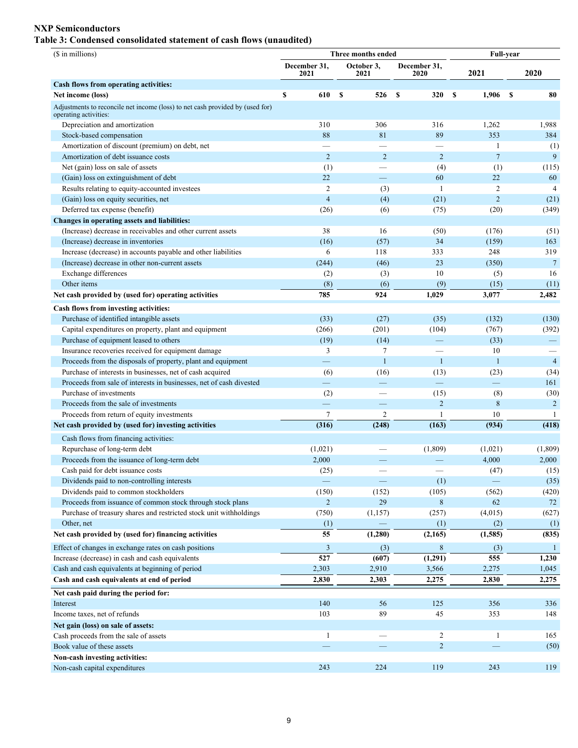**NXP Semiconductors**

**Table 3: Condensed consolidated statement of cash flows (unaudited)**

| ($ in millions) | Three months ended | | | Full-year | |
|---|---|---|---|---|---|
| | December 31, 2021 | October 3, 2021 | December 31, 2020 | 2021 | 2020 |
| **Cash flows from operating activities:** | | | | | |
| **Net income (loss)** | $ 610 | $ 526 | $ 320 | $ 1,906 | $ 80 |
| Adjustments to reconcile net income (loss) to net cash provided by (used for) operating activities: | | | | | |
| Depreciation and amortization | 310 | 306 | 316 | 1,262 | 1,988 |
| Stock-based compensation | 88 | 81 | 89 | 353 | 384 |
| Amortization of discount (premium) on debt, net | — | — | — | 1 | (1) |
| Amortization of debt issuance costs | 2 | 2 | 2 | 7 | 9 |
| Net (gain) loss on sale of assets | (1) | — | (4) | (1) | (115) |
| (Gain) loss on extinguishment of debt | 22 | — | 60 | 22 | 60 |
| Results relating to equity-accounted investees | 2 | (3) | 1 | 2 | 4 |
| (Gain) loss on equity securities, net | 4 | (4) | (21) | 2 | (21) |
| Deferred tax expense (benefit) | (26) | (6) | (75) | (20) | (349) |
| **Changes in operating assets and liabilities:** | | | | | |
| (Increase) decrease in receivables and other current assets | 38 | 16 | (50) | (176) | (51) |
| (Increase) decrease in inventories | (16) | (57) | 34 | (159) | 163 |
| Increase (decrease) in accounts payable and other liabilities | 6 | 118 | 333 | 248 | 319 |
| (Increase) decrease in other non-current assets | (244) | (46) | 23 | (350) | 7 |
| Exchange differences | (2) | (3) | 10 | (5) | 16 |
| Other items | (8) | (6) | (9) | (15) | (11) |
| **Net cash provided by (used for) operating activities** | **785** | **924** | **1,029** | **3,077** | **2,482** |
| **Cash flows from investing activities:** | | | | | |
| Purchase of identified intangible assets | (33) | (27) | (35) | (132) | (130) |
| Capital expenditures on property, plant and equipment | (266) | (201) | (104) | (767) | (392) |
| Purchase of equipment leased to others | (19) | (14) | — | (33) | — |
| Insurance recoveries received for equipment damage | 3 | 7 | — | 10 | — |
| Proceeds from the disposals of property, plant and equipment | — | 1 | 1 | 1 | 4 |
| Purchase of interests in businesses, net of cash acquired | (6) | (16) | (13) | (23) | (34) |
| Proceeds from sale of interests in businesses, net of cash divested | — | — | — | — | 161 |
| Purchase of investments | (2) | — | (15) | (8) | (30) |
| Proceeds from the sale of investments | — | — | 2 | 8 | 2 |
| Proceeds from return of equity investments | 7 | 2 | 1 | 10 | 1 |
| **Net cash provided by (used for) investing activities** | **(316)** | **(248)** | **(163)** | **(934)** | **(418)** |
| Cash flows from financing activities: | | | | | |
| Repurchase of long-term debt | (1,021) | — | (1,809) | (1,021) | (1,809) |
| Proceeds from the issuance of long-term debt | 2,000 | — | — | 4,000 | 2,000 |
| Cash paid for debt issuance costs | (25) | — | — | (47) | (15) |
| Dividends paid to non-controlling interests | — | — | (1) | — | (35) |
| Dividends paid to common stockholders | (150) | (152) | (105) | (562) | (420) |
| Proceeds from issuance of common stock through stock plans | 2 | 29 | 8 | 62 | 72 |
| Purchase of treasury shares and restricted stock unit withholdings | (750) | (1,157) | (257) | (4,015) | (627) |
| Other, net | (1) | — | (1) | (2) | (1) |
| **Net cash provided by (used for) financing activities** | **55** | **(1,280)** | **(2,165)** | **(1,585)** | **(835)** |
| Effect of changes in exchange rates on cash positions | 3 | (3) | 8 | (3) | 1 |
| Increase (decrease) in cash and cash equivalents | **527** | **(607)** | **(1,291)** | **555** | **1,230** |
| Cash and cash equivalents at beginning of period | 2,303 | 2,910 | 3,566 | 2,275 | 1,045 |
| **Cash and cash equivalents at end of period** | **2,830** | **2,303** | **2,275** | **2,830** | **2,275** |
| **Net cash paid during the period for:** | | | | | |
| Interest | 140 | 56 | 125 | 356 | 336 |
| Income taxes, net of refunds | 103 | 89 | 45 | 353 | 148 |
| **Net gain (loss) on sale of assets:** | | | | | |
| Cash proceeds from the sale of assets | 1 | — | 2 | 1 | 165 |
| Book value of these assets | — | — | 2 | — | (50) |
| **Non-cash investing activities:** | | | | | |
| Non-cash capital expenditures | 243 | 224 | 119 | 243 | 119 |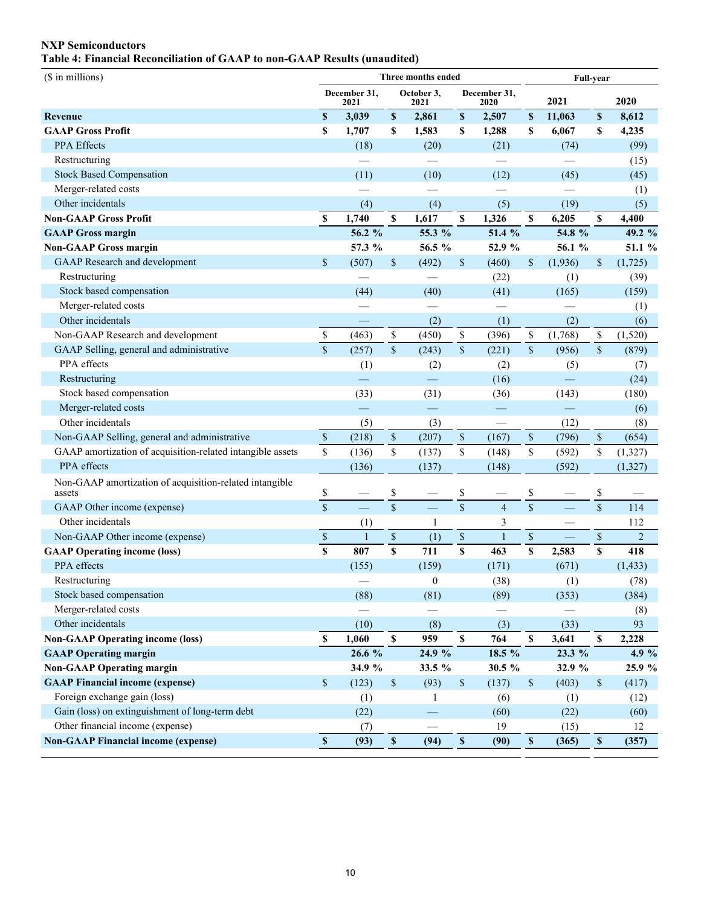**NXP Semiconductors**
**Table 4: Financial Reconciliation of GAAP to non-GAAP Results (unaudited)**

| ($ in millions) | Three months ended | | | Full-year | |
|---|---|---|---|---|---|
| | December 31, 2021 | October 3, 2021 | December 31, 2020 | 2021 | 2020 |
| **Revenue** | **$ 3,039** | **$ 2,861** | **$ 2,507** | **$ 11,063** | **$ 8,612** |
| **GAAP Gross Profit** | **$ 1,707** | **$ 1,583** | **$ 1,288** | **$ 6,067** | **$ 4,235** |
| PPA Effects | (18) | (20) | (21) | (74) | (99) |
| Restructuring | — | — | — | — | (15) |
| Stock Based Compensation | (11) | (10) | (12) | (45) | (45) |
| Merger-related costs | — | — | — | — | (1) |
| Other incidentals | (4) | (4) | (5) | (19) | (5) |
| **Non-GAAP Gross Profit** | **$ 1,740** | **$ 1,617** | **$ 1,326** | **$ 6,205** | **$ 4,400** |
| **GAAP Gross margin** | **56.2 %** | **55.3 %** | **51.4 %** | **54.8 %** | **49.2 %** |
| **Non-GAAP Gross margin** | **57.3 %** | **56.5 %** | **52.9 %** | **56.1 %** | **51.1 %** |
| GAAP Research and development | $ (507) | $ (492) | $ (460) | $ (1,936) | $ (1,725) |
| Restructuring | — | — | (22) | (1) | (39) |
| Stock based compensation | (44) | (40) | (41) | (165) | (159) |
| Merger-related costs | — | — | — | — | (1) |
| Other incidentals | — | (2) | (1) | (2) | (6) |
| Non-GAAP Research and development | $ (463) | $ (450) | $ (396) | $ (1,768) | $ (1,520) |
| GAAP Selling, general and administrative | $ (257) | $ (243) | $ (221) | $ (956) | $ (879) |
| PPA effects | (1) | (2) | (2) | (5) | (7) |
| Restructuring | — | — | (16) | — | (24) |
| Stock based compensation | (33) | (31) | (36) | (143) | (180) |
| Merger-related costs | — | — | — | — | (6) |
| Other incidentals | (5) | (3) | — | (12) | (8) |
| Non-GAAP Selling, general and administrative | $ (218) | $ (207) | $ (167) | $ (796) | $ (654) |
| GAAP amortization of acquisition-related intangible assets | $ (136) | $ (137) | $ (148) | $ (592) | $ (1,327) |
| PPA effects | (136) | (137) | (148) | (592) | (1,327) |
| Non-GAAP amortization of acquisition-related intangible assets | $ — | $ — | $ — | $ — | $ — |
| GAAP Other income (expense) | $ — | $ — | $ 4 | $ — | $ 114 |
| Other incidentals | (1) | 1 | 3 | — | 112 |
| Non-GAAP Other income (expense) | $ 1 | $ (1) | $ 1 | $ — | $ 2 |
| **GAAP Operating income (loss)** | **$ 807** | **$ 711** | **$ 463** | **$ 2,583** | **$ 418** |
| PPA effects | (155) | (159) | (171) | (671) | (1,433) |
| Restructuring | — | 0 | (38) | (1) | (78) |
| Stock based compensation | (88) | (81) | (89) | (353) | (384) |
| Merger-related costs | — | — | — | — | (8) |
| Other incidentals | (10) | (8) | (3) | (33) | 93 |
| **Non-GAAP Operating income (loss)** | **$ 1,060** | **$ 959** | **$ 764** | **$ 3,641** | **$ 2,228** |
| **GAAP Operating margin** | **26.6 %** | **24.9 %** | **18.5 %** | **23.3 %** | **4.9 %** |
| **Non-GAAP Operating margin** | **34.9 %** | **33.5 %** | **30.5 %** | **32.9 %** | **25.9 %** |
| **GAAP Financial income (expense)** | $ (123) | $ (93) | $ (137) | $ (403) | $ (417) |
| Foreign exchange gain (loss) | (1) | 1 | (6) | (1) | (12) |
| Gain (loss) on extinguishment of long-term debt | (22) | — | (60) | (22) | (60) |
| Other financial income (expense) | (7) | — | 19 | (15) | 12 |
| **Non-GAAP Financial income (expense)** | **$ (93)** | **$ (94)** | **$ (90)** | **$ (365)** | **$ (357)** |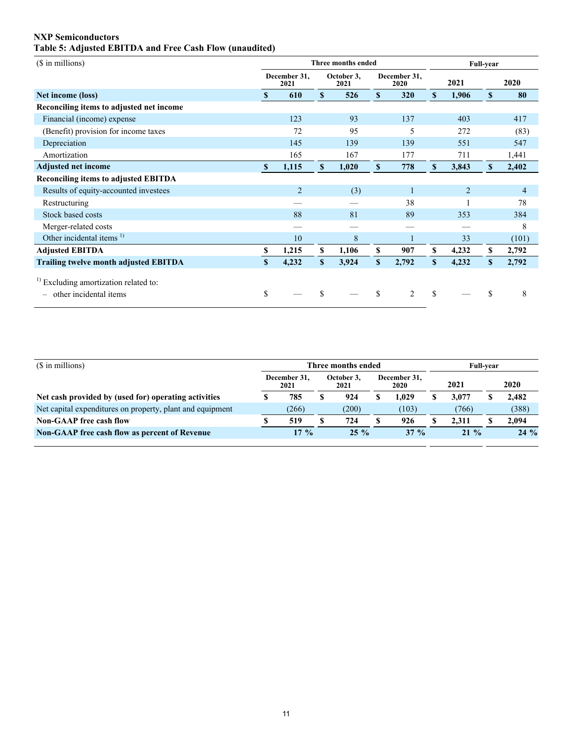**NXP Semiconductors**
**Table 5: Adjusted EBITDA and Free Cash Flow (unaudited)**

| ($ in millions) | Three months ended | | | Full-year | |
|---|---|---|---|---|---|
| | December 31, 2021 | October 3, 2021 | December 31, 2020 | 2021 | 2020 |
| **Net income (loss)** | **$ 610** | **$ 526** | **$ 320** | **$ 1,906** | **$ 80** |
| **Reconciling items to adjusted net income** | | | | | |
| Financial (income) expense | 123 | 93 | 137 | 403 | 417 |
| (Benefit) provision for income taxes | 72 | 95 | 5 | 272 | (83) |
| Depreciation | 145 | 139 | 139 | 551 | 547 |
| Amortization | 165 | 167 | 177 | 711 | 1,441 |
| **Adjusted net income** | **$ 1,115** | **$ 1,020** | **$ 778** | **$ 3,843** | **$ 2,402** |
| **Reconciling items to adjusted EBITDA** | | | | | |
| Results of equity-accounted investees | 2 | (3) | 1 | 2 | 4 |
| Restructuring | — | — | 38 | 1 | 78 |
| Stock based costs | 88 | 81 | 89 | 353 | 384 |
| Merger-related costs | — | — | — | — | 8 |
| Other incidental items [1] | 10 | 8 | 1 | 33 | (101) |
| **Adjusted EBITDA** | **$ 1,215** | **$ 1,106** | **$ 907** | **$ 4,232** | **$ 2,792** |
| **Trailing twelve month adjusted EBITDA** | **$ 4,232** | **$ 3,924** | **$ 2,792** | **$ 4,232** | **$ 2,792** |
| [1] Excluding amortization related to: | | | | | |
| – other incidental items | $ — | $ — | $ 2 | $ — | $ 8 |

| ($ in millions) | Three months ended | | | Full-year | |
|---|---|---|---|---|---|
| | December 31, 2021 | October 3, 2021 | December 31, 2020 | 2021 | 2020 |
| **Net cash provided by (used for) operating activities** | **$ 785** | **$ 924** | **$ 1,029** | **$ 3,077** | **$ 2,482** |
| Net capital expenditures on property, plant and equipment | (266) | (200) | (103) | (766) | (388) |
| **Non-GAAP free cash flow** | **$ 519** | **$ 724** | **$ 926** | **$ 2,311** | **$ 2,094** |
| **Non-GAAP free cash flow as percent of Revenue** | **17 %** | **25 %** | **37 %** | **21 %** | **24 %** |